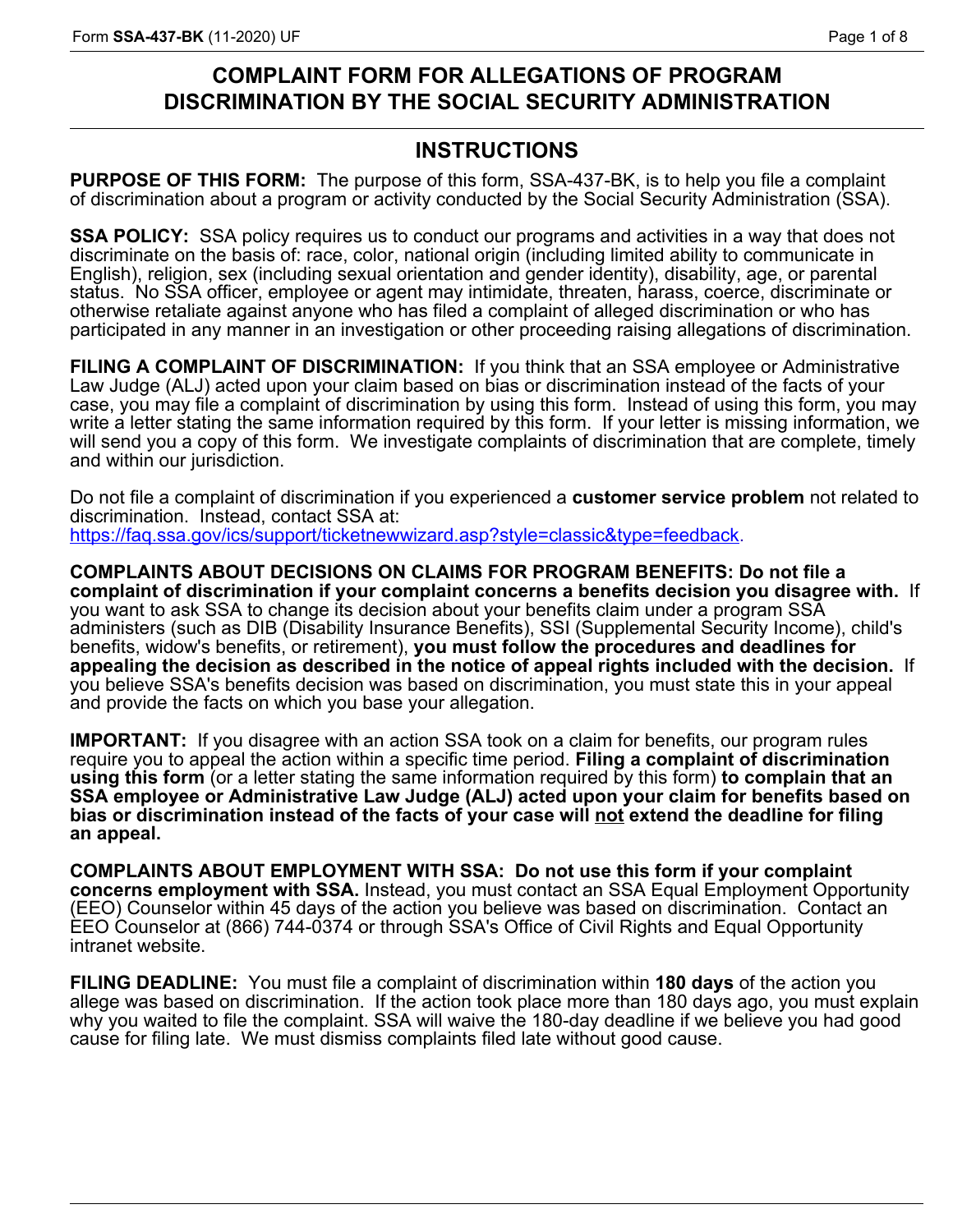# COMPLAINT FORM FOR ALLEGATIONS OF PROGRAM DISCRIMINATION BY THE SOCIAL SECURITY ADMINISTRATION

## INSTRUCTIONS

**PURPOSE OF THIS FORM:** The purpose of this form, SSA-437-BK, is to help you file a complaint of discrimination about a program or activity conducted by the Social Security Administration (SSA).

**SSA POLICY:** SSA policy requires us to conduct our programs and activities in a way that does not discriminate on the basis of: race, color, national origin (including limited ability to communicate in English), religion, sex (including sexual orientation and gender identity), disability, age, or parental status. No SSA officer, employee or agent may intimidate, threaten, harass, coerce, discriminate or otherwise retaliate against anyone who has filed a complaint of alleged discrimination or who has participated in any manner in an investigation or other proceeding raising allegations of discrimination.

**FILING A COMPLAINT OF DISCRIMINATION:** If you think that an SSA employee or Administrative Law Judge (ALJ) acted upon your claim based on bias or discrimination instead of the facts of your case, you may file a complaint of discrimination by using this form. Instead of using this form, you may write a letter stating the same information required by this form. If your letter is missing information, we will send you a copy of this form. We investigate complaints of discrimination that are complete, timely and within our jurisdiction.

Do not file a complaint of discrimination if you experienced a **customer service problem** not related to discrimination. Instead, contact SSA at: https://faq.ssa.gov/ics/support/ticketnewwizard.asp?style=classic&type=feedback.

**COMPLAINTS ABOUT DECISIONS ON CLAIMS FOR PROGRAM BENEFITS: Do not file a complaint of discrimination if your complaint concerns a benefits decision you disagree with.** If you want to ask SSA to change its decision about your benefits claim under a program SSA administers (such as DIB (Disability Insurance Benefits), SSI (Supplemental Security Income), child's benefits, widow's benefits, or retirement), **you must follow the procedures and deadlines for appealing the decision as described in the notice of appeal rights included with the decision.** If you believe SSA's benefits decision was based on discrimination, you must state this in your appeal and provide the facts on which you base your allegation.

**IMPORTANT:** If you disagree with an action SSA took on a claim for benefits, our program rules require you to appeal the action within a specific time period. **Filing a complaint of discrimination using this form** (or a letter stating the same information required by this form) **to complain that an SSA employee or Administrative Law Judge (ALJ) acted upon your claim for benefits based on bias or discrimination instead of the facts of your case will <u>not</u> extend the deadline for filing an appeal.**

**COMPLAINTS ABOUT EMPLOYMENT WITH SSA: Do not use this form if your complaint concerns employment with SSA.** Instead, you must contact an SSA Equal Employment Opportunity (EEO) Counselor within 45 days of the action you believe was based on discrimination. Contact an EEO Counselor at (866) 744-0374 or through SSA's Office of Civil Rights and Equal Opportunity intranet website.

**FILING DEADLINE:** You must file a complaint of discrimination within **180 days** of the action you allege was based on discrimination. If the action took place more than 180 days ago, you must explain why you waited to file the complaint. SSA will waive the 180-day deadline if we believe you had good cause for filing late. We must dismiss complaints filed late without good cause.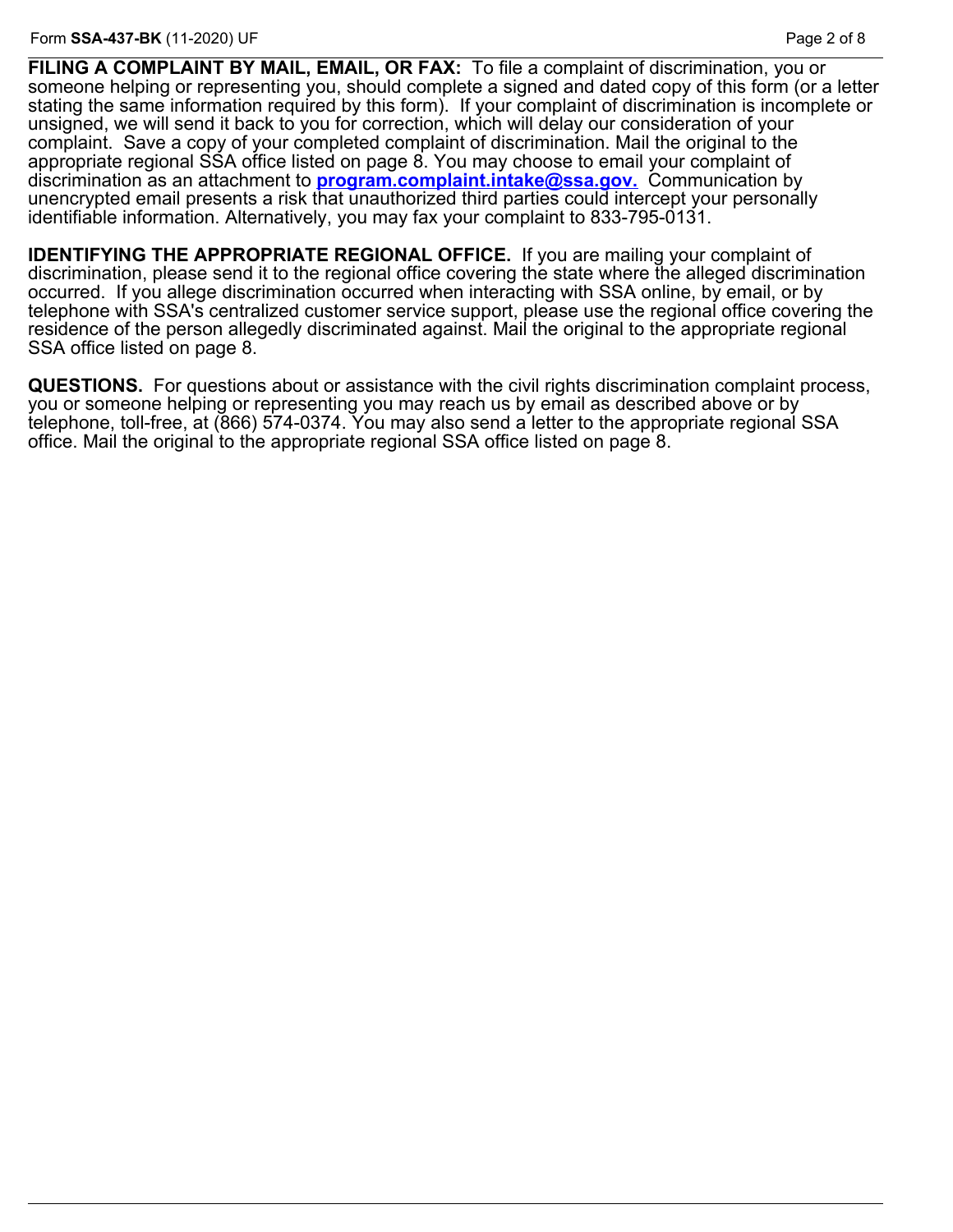**FILING A COMPLAINT BY MAIL, EMAIL, OR FAX:** To file a complaint of discrimination, you or someone helping or representing you, should complete a signed and dated copy of this form (or a letter stating the same information required by this form). If your complaint of discrimination is incomplete or unsigned, we will send it back to you for correction, which will delay our consideration of your complaint. Save a copy of your completed complaint of discrimination. Mail the original to the appropriate regional SSA office listed on page 8. You may choose to email your complaint of discrimination as an attachment to **program.complaint.intake@ssa.gov.** Communication by unencrypted email presents a risk that unauthorized third parties could intercept your personally identifiable information. Alternatively, you may fax your complaint to 833-795-0131.

**IDENTIFYING THE APPROPRIATE REGIONAL OFFICE.** If you are mailing your complaint of discrimination, please send it to the regional office covering the state where the alleged discrimination occurred. If you allege discrimination occurred when interacting with SSA online, by email, or by telephone with SSA's centralized customer service support, please use the regional office covering the residence of the person allegedly discriminated against. Mail the original to the appropriate regional SSA office listed on page 8.

**QUESTIONS.** For questions about or assistance with the civil rights discrimination complaint process, you or someone helping or representing you may reach us by email as described above or by telephone, toll-free, at (866) 574-0374. You may also send a letter to the appropriate regional SSA office. Mail the original to the appropriate regional SSA office listed on page 8.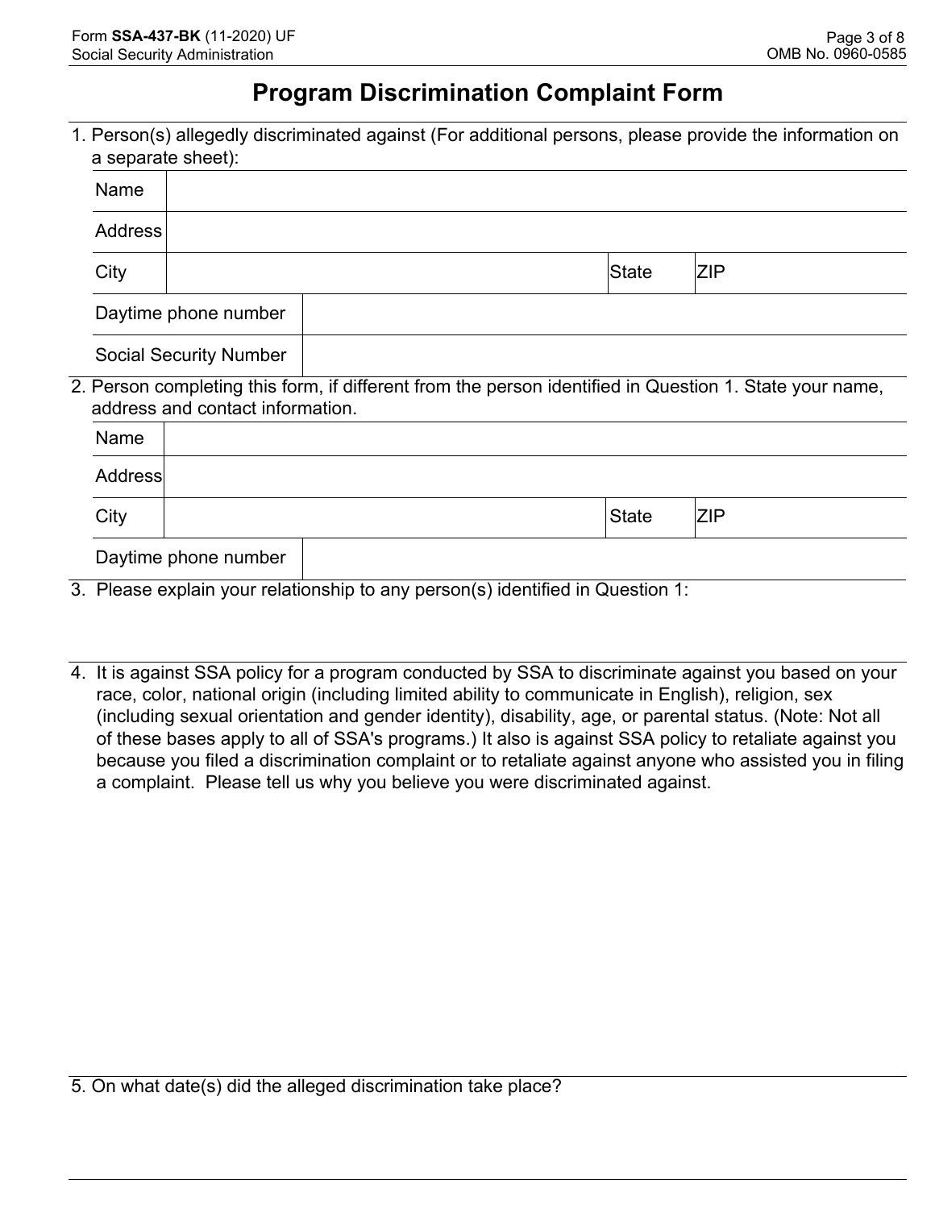# Program Discrimination Complaint Form

1. Person(s) allegedly discriminated against (For additional persons, please provide the information on a separate sheet):

| | | | |
|---|---|---|---|
| Name | | | |
| Address | | | |
| City | | State | ZIP |
| Daytime phone number | | | |
| Social Security Number | | | |

2. Person completing this form, if different from the person identified in Question 1. State your name, address and contact information.

| | | | |
|---|---|---|---|
| Name | | | |
| Address | | | |
| City | | State | ZIP |
| Daytime phone number | | | |

3. Please explain your relationship to any person(s) identified in Question 1:

4. It is against SSA policy for a program conducted by SSA to discriminate against you based on your race, color, national origin (including limited ability to communicate in English), religion, sex (including sexual orientation and gender identity), disability, age, or parental status. (Note: Not all of these bases apply to all of SSA's programs.) It also is against SSA policy to retaliate against you because you filed a discrimination complaint or to retaliate against anyone who assisted you in filing a complaint. Please tell us why you believe you were discriminated against.

5. On what date(s) did the alleged discrimination take place?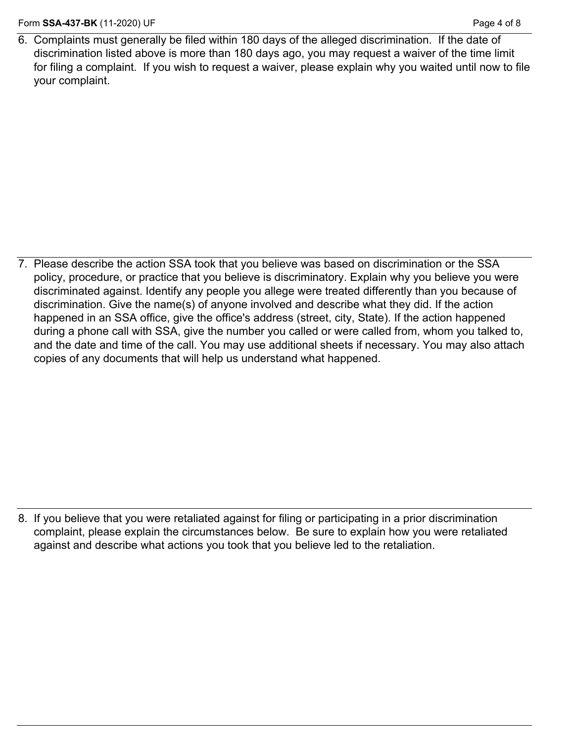6. Complaints must generally be filed within 180 days of the alleged discrimination. If the date of discrimination listed above is more than 180 days ago, you may request a waiver of the time limit for filing a complaint. If you wish to request a waiver, please explain why you waited until now to file your complaint.

7. Please describe the action SSA took that you believe was based on discrimination or the SSA policy, procedure, or practice that you believe is discriminatory. Explain why you believe you were discriminated against. Identify any people you allege were treated differently than you because of discrimination. Give the name(s) of anyone involved and describe what they did. If the action happened in an SSA office, give the office's address (street, city, State). If the action happened during a phone call with SSA, give the number you called or were called from, whom you talked to, and the date and time of the call. You may use additional sheets if necessary. You may also attach copies of any documents that will help us understand what happened.

8. If you believe that you were retaliated against for filing or participating in a prior discrimination complaint, please explain the circumstances below. Be sure to explain how you were retaliated against and describe what actions you took that you believe led to the retaliation.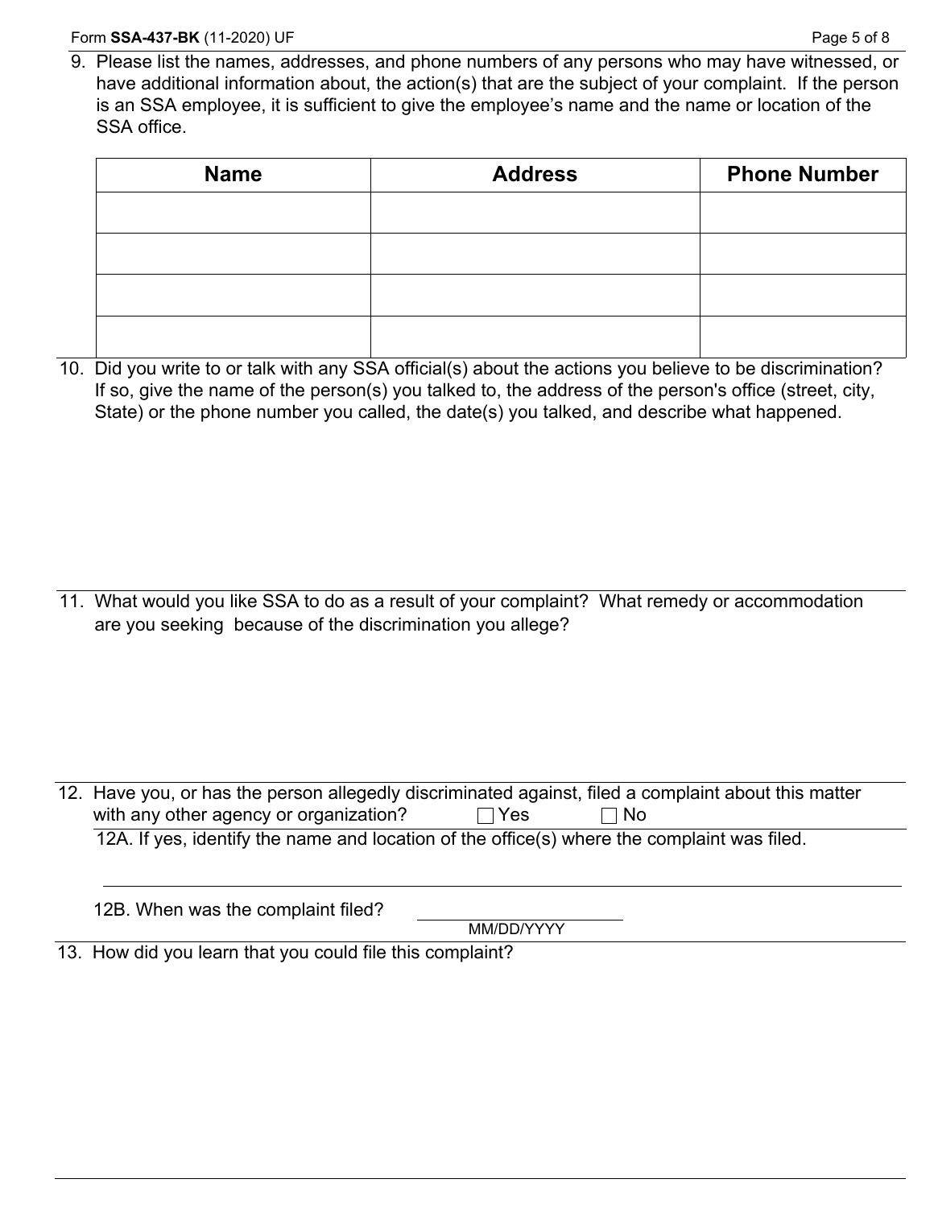9. Please list the names, addresses, and phone numbers of any persons who may have witnessed, or have additional information about, the action(s) that are the subject of your complaint. If the person is an SSA employee, it is sufficient to give the employee's name and the name or location of the SSA office.

| Name | Address | Phone Number |
|---|---|---|
| | | |
| | | |
| | | |
| | | |

10. Did you write to or talk with any SSA official(s) about the actions you believe to be discrimination? If so, give the name of the person(s) you talked to, the address of the person's office (street, city, State) or the phone number you called, the date(s) you talked, and describe what happened.

11. What would you like SSA to do as a result of your complaint? What remedy or accommodation are you seeking because of the discrimination you allege?

12. Have you, or has the person allegedly discriminated against, filed a complaint about this matter with any other agency or organization? ☐ Yes ☐ No

12A. If yes, identify the name and location of the office(s) where the complaint was filed.

12B. When was the complaint filed? \_\_\_\_\_\_\_\_\_\_ MM/DD/YYYY

13. How did you learn that you could file this complaint?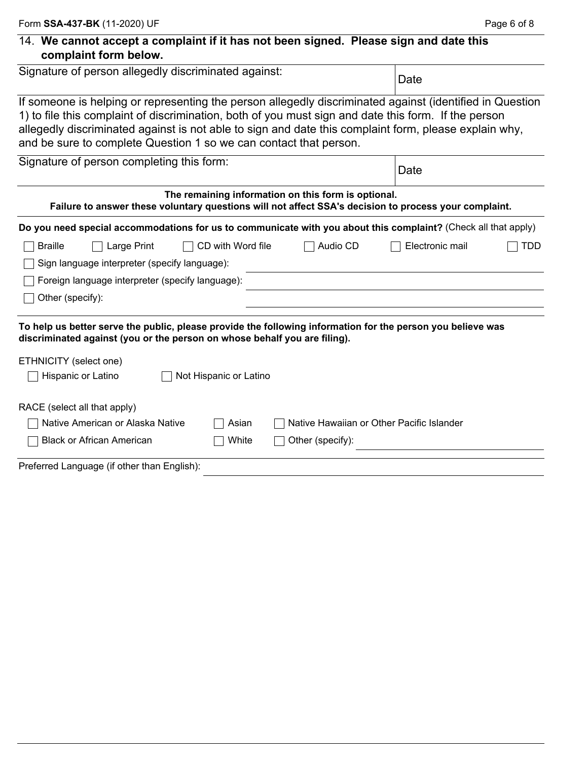14. **We cannot accept a complaint if it has not been signed. Please sign and date this complaint form below.**

| Signature of person allegedly discriminated against: | Date |
|---|---|
| | |

If someone is helping or representing the person allegedly discriminated against (identified in Question 1) to file this complaint of discrimination, both of you must sign and date this form. If the person allegedly discriminated against is not able to sign and date this complaint form, please explain why, and be sure to complete Question 1 so we can contact that person.

| Signature of person completing this form: | Date |
|---|---|
| | |

**The remaining information on this form is optional.**
**Failure to answer these voluntary questions will not affect SSA's decision to process your complaint.**

**Do you need special accommodations for us to communicate with you about this complaint?** (Check all that apply)

- ☐ Braille
- ☐ Large Print
- ☐ CD with Word file
- ☐ Audio CD
- ☐ Electronic mail
- ☐ TDD
- ☐ Sign language interpreter (specify language): ____________________
- ☐ Foreign language interpreter (specify language): ____________________
- ☐ Other (specify): ____________________

**To help us better serve the public, please provide the following information for the person you believe was discriminated against (you or the person on whose behalf you are filing).**

ETHNICITY (select one)

- ☐ Hispanic or Latino
- ☐ Not Hispanic or Latino

RACE (select all that apply)

- ☐ Native American or Alaska Native
- ☐ Asian
- ☐ Native Hawaiian or Other Pacific Islander
- ☐ Black or African American
- ☐ White
- ☐ Other (specify): ____________________

Preferred Language (if other than English): ____________________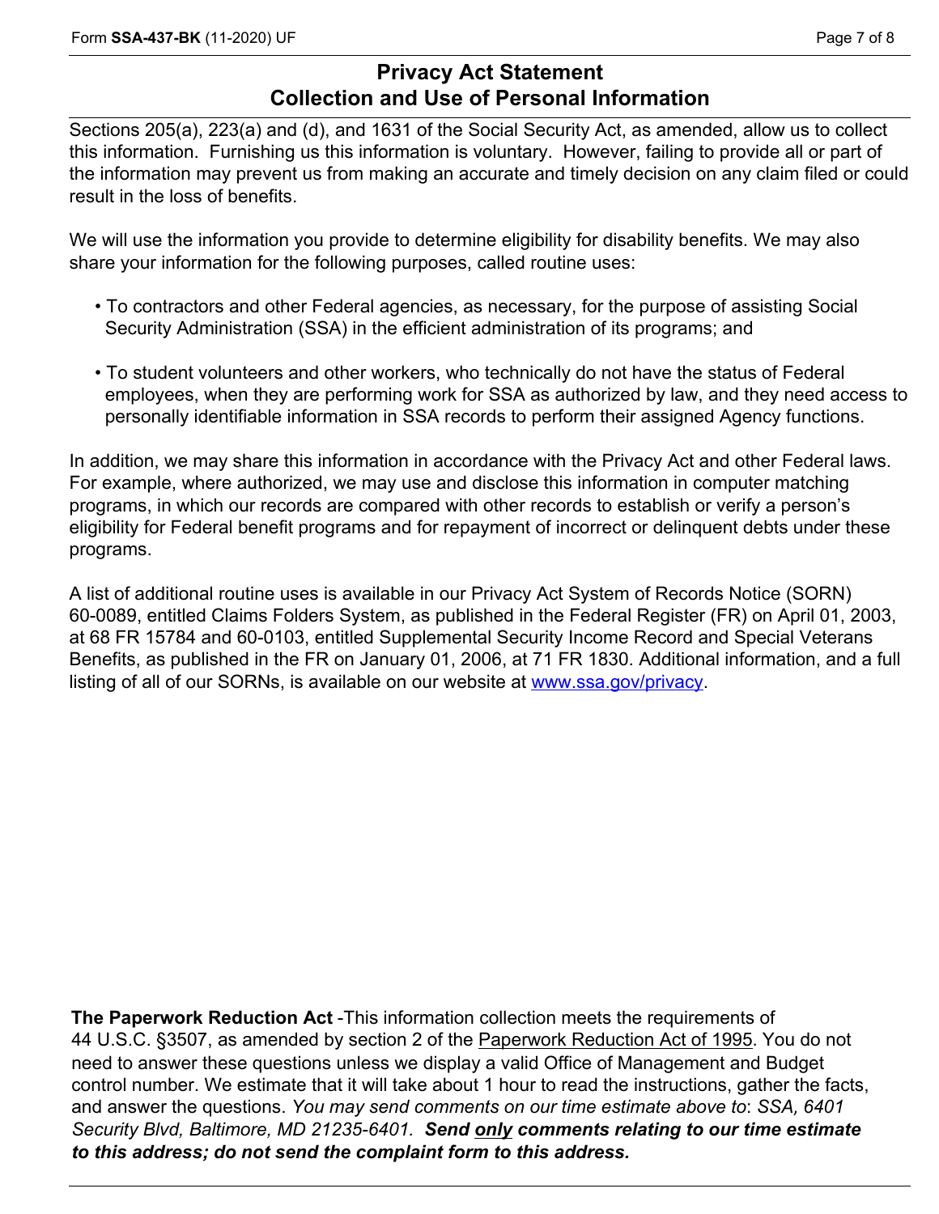## Privacy Act Statement
## Collection and Use of Personal Information

Sections 205(a), 223(a) and (d), and 1631 of the Social Security Act, as amended, allow us to collect this information. Furnishing us this information is voluntary. However, failing to provide all or part of the information may prevent us from making an accurate and timely decision on any claim filed or could result in the loss of benefits.

We will use the information you provide to determine eligibility for disability benefits. We may also share your information for the following purposes, called routine uses:

- To contractors and other Federal agencies, as necessary, for the purpose of assisting Social Security Administration (SSA) in the efficient administration of its programs; and
- To student volunteers and other workers, who technically do not have the status of Federal employees, when they are performing work for SSA as authorized by law, and they need access to personally identifiable information in SSA records to perform their assigned Agency functions.

In addition, we may share this information in accordance with the Privacy Act and other Federal laws. For example, where authorized, we may use and disclose this information in computer matching programs, in which our records are compared with other records to establish or verify a person's eligibility for Federal benefit programs and for repayment of incorrect or delinquent debts under these programs.

A list of additional routine uses is available in our Privacy Act System of Records Notice (SORN) 60-0089, entitled Claims Folders System, as published in the Federal Register (FR) on April 01, 2003, at 68 FR 15784 and 60-0103, entitled Supplemental Security Income Record and Special Veterans Benefits, as published in the FR on January 01, 2006, at 71 FR 1830. Additional information, and a full listing of all of our SORNs, is available on our website at [www.ssa.gov/privacy](http://www.ssa.gov/privacy).

**The Paperwork Reduction Act** -This information collection meets the requirements of 44 U.S.C. §3507, as amended by section 2 of the Paperwork Reduction Act of 1995. You do not need to answer these questions unless we display a valid Office of Management and Budget control number. We estimate that it will take about 1 hour to read the instructions, gather the facts, and answer the questions. *You may send comments on our time estimate above to*: *SSA, 6401 Security Blvd, Baltimore, MD 21235-6401.* ***Send only comments relating to our time estimate to this address; do not send the complaint form to this address.***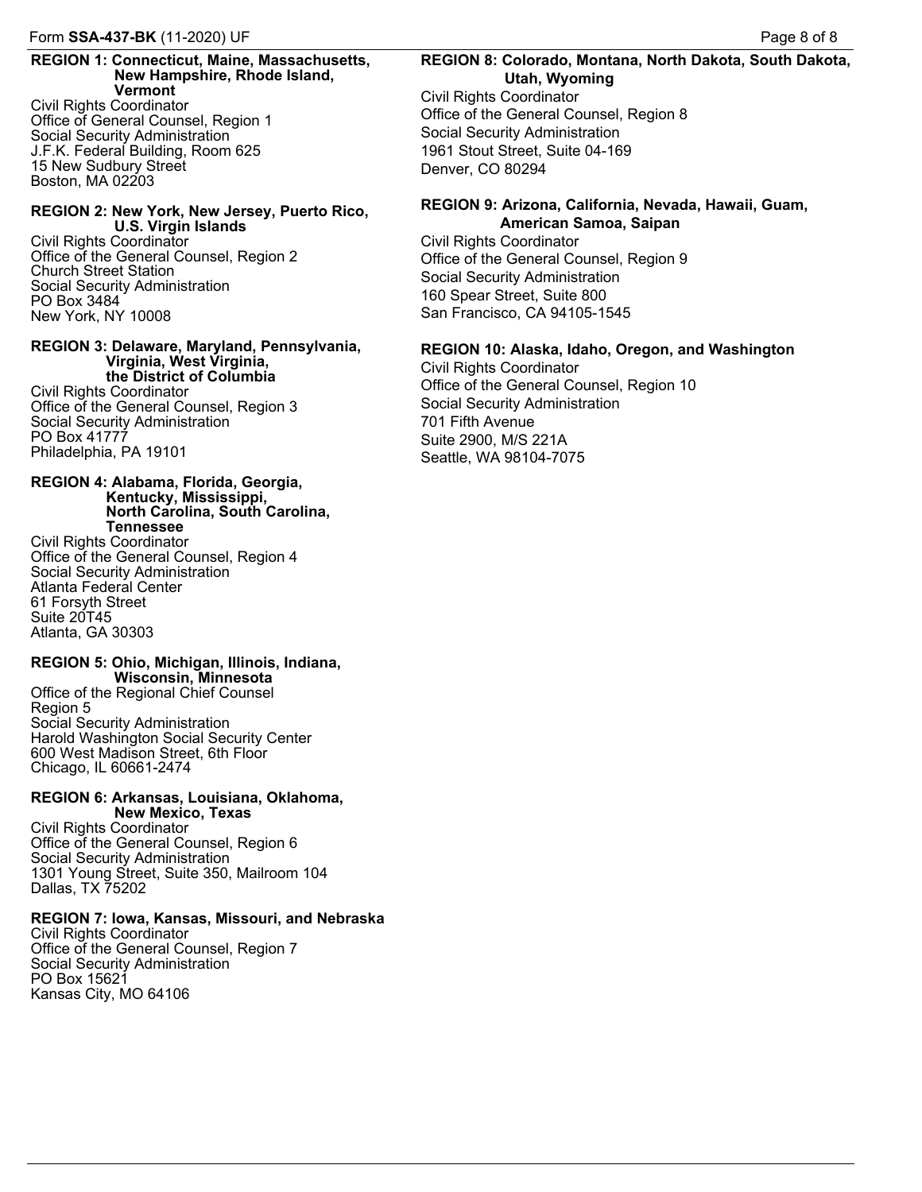**REGION 1: Connecticut, Maine, Massachusetts, New Hampshire, Rhode Island, Vermont**

Civil Rights Coordinator
Office of General Counsel, Region 1
Social Security Administration
J.F.K. Federal Building, Room 625
15 New Sudbury Street
Boston, MA 02203

**REGION 2: New York, New Jersey, Puerto Rico, U.S. Virgin Islands**

Civil Rights Coordinator
Office of the General Counsel, Region 2
Church Street Station
Social Security Administration
PO Box 3484
New York, NY 10008

**REGION 3: Delaware, Maryland, Pennsylvania, Virginia, West Virginia, the District of Columbia**

Civil Rights Coordinator
Office of the General Counsel, Region 3
Social Security Administration
PO Box 41777
Philadelphia, PA 19101

**REGION 4: Alabama, Florida, Georgia, Kentucky, Mississippi, North Carolina, South Carolina, Tennessee**

Civil Rights Coordinator
Office of the General Counsel, Region 4
Social Security Administration
Atlanta Federal Center
61 Forsyth Street
Suite 20T45
Atlanta, GA 30303

**REGION 5: Ohio, Michigan, Illinois, Indiana, Wisconsin, Minnesota**

Office of the Regional Chief Counsel
Region 5
Social Security Administration
Harold Washington Social Security Center
600 West Madison Street, 6th Floor
Chicago, IL 60661-2474

**REGION 6: Arkansas, Louisiana, Oklahoma, New Mexico, Texas**

Civil Rights Coordinator
Office of the General Counsel, Region 6
Social Security Administration
1301 Young Street, Suite 350, Mailroom 104
Dallas, TX 75202

**REGION 7: Iowa, Kansas, Missouri, and Nebraska**

Civil Rights Coordinator
Office of the General Counsel, Region 7
Social Security Administration
PO Box 15621
Kansas City, MO 64106

**REGION 8: Colorado, Montana, North Dakota, South Dakota, Utah, Wyoming**

Civil Rights Coordinator
Office of the General Counsel, Region 8
Social Security Administration
1961 Stout Street, Suite 04-169
Denver, CO 80294

**REGION 9: Arizona, California, Nevada, Hawaii, Guam, American Samoa, Saipan**

Civil Rights Coordinator
Office of the General Counsel, Region 9
Social Security Administration
160 Spear Street, Suite 800
San Francisco, CA 94105-1545

**REGION 10: Alaska, Idaho, Oregon, and Washington**

Civil Rights Coordinator
Office of the General Counsel, Region 10
Social Security Administration
701 Fifth Avenue
Suite 2900, M/S 221A
Seattle, WA 98104-7075